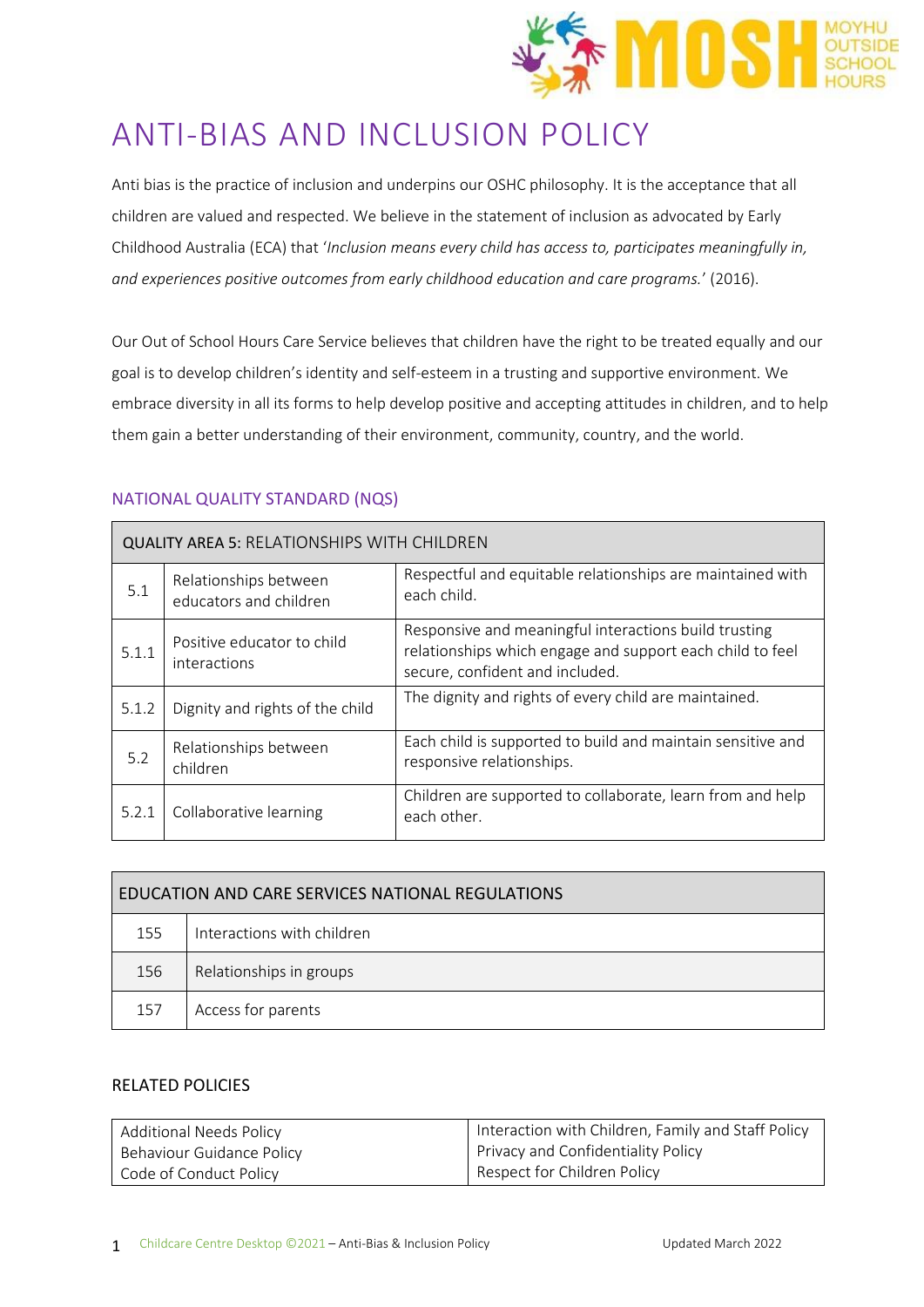# ANTI-BIAS AND INCLUSION POLICY

Anti bias is the practice of inclusion and underpins our OSHC philosophy. It is the acceptance that all children are valued and respected. We believe in the statement of inclusion as advocated by Early Childhood Australia (ECA) that '*Inclusion means every child has access to, participates meaningfully in, and experiences positive outcomes from early childhood education and care programs.*' (2016).

Our Out of School Hours Care Service believes that children have the right to be treated equally and our goal is to develop children's identity and self-esteem in a trusting and supportive environment. We embrace diversity in all its forms to help develop positive and accepting attitudes in children, and to help them gain a better understanding of their environment, community, country, and the world.

## NATIONAL QUALITY STANDARD (NQS)

| QUALITY AREA 5: RELATIONSHIPS WITH CHILDREN | | |
|---|---|---|
| 5.1 | Relationships between educators and children | Respectful and equitable relationships are maintained with each child. |
| 5.1.1 | Positive educator to child interactions | Responsive and meaningful interactions build trusting relationships which engage and support each child to feel secure, confident and included. |
| 5.1.2 | Dignity and rights of the child | The dignity and rights of every child are maintained. |
| 5.2 | Relationships between children | Each child is supported to build and maintain sensitive and responsive relationships. |
| 5.2.1 | Collaborative learning | Children are supported to collaborate, learn from and help each other. |

| EDUCATION AND CARE SERVICES NATIONAL REGULATIONS | |
|---|---|
| 155 | Interactions with children |
| 156 | Relationships in groups |
| 157 | Access for parents |

## RELATED POLICIES

| | |
|---|---|
| Additional Needs Policy<br>Behaviour Guidance Policy<br>Code of Conduct Policy | Interaction with Children, Family and Staff Policy<br>Privacy and Confidentiality Policy<br>Respect for Children Policy |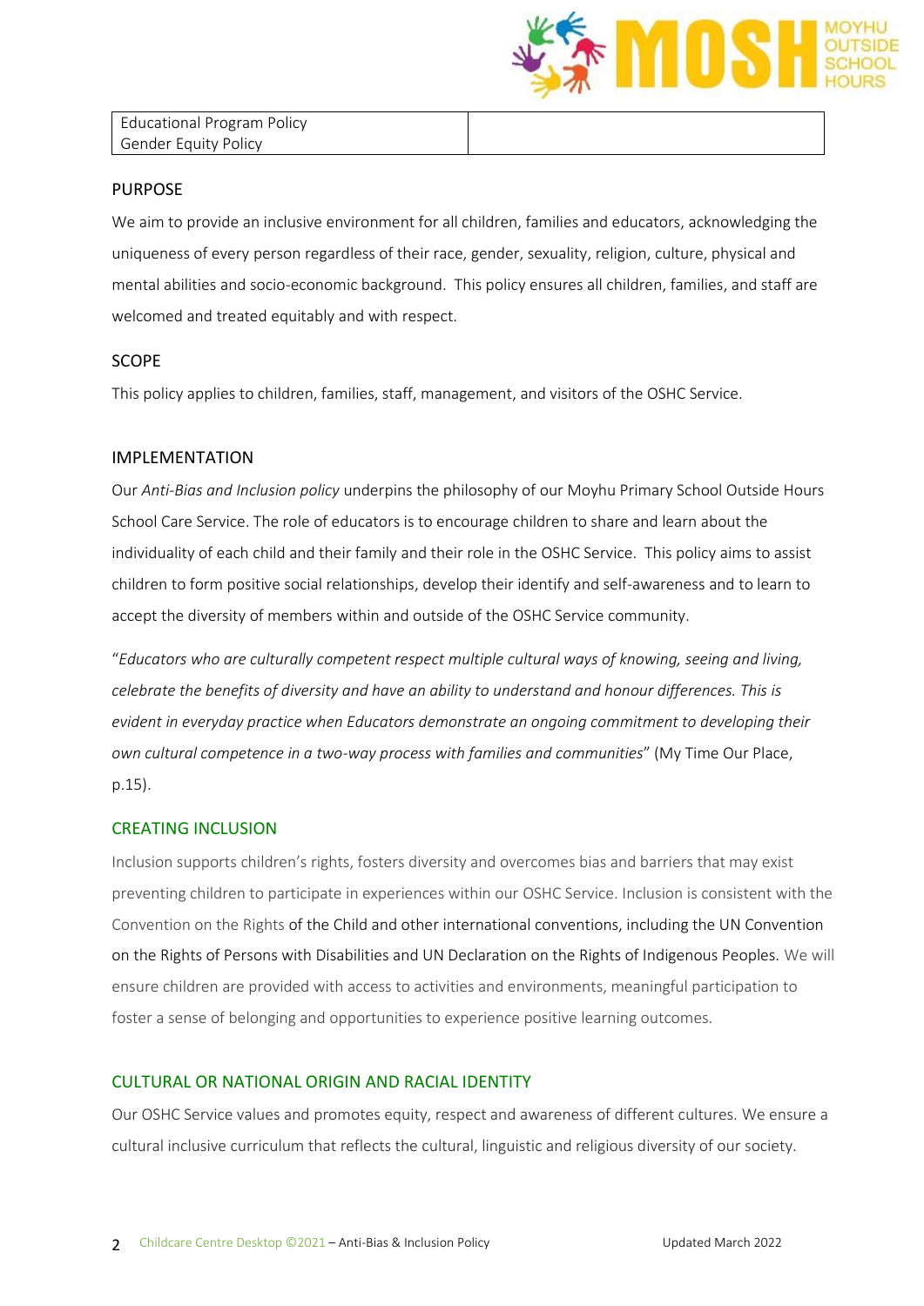| Educational Program Policy<br>Gender Equity Policy | |
|---|---|

## PURPOSE

We aim to provide an inclusive environment for all children, families and educators, acknowledging the uniqueness of every person regardless of their race, gender, sexuality, religion, culture, physical and mental abilities and socio-economic background. This policy ensures all children, families, and staff are welcomed and treated equitably and with respect.

## SCOPE

This policy applies to children, families, staff, management, and visitors of the OSHC Service.

## IMPLEMENTATION

Our *Anti-Bias and Inclusion policy* underpins the philosophy of our Moyhu Primary School Outside Hours School Care Service. The role of educators is to encourage children to share and learn about the individuality of each child and their family and their role in the OSHC Service. This policy aims to assist children to form positive social relationships, develop their identify and self-awareness and to learn to accept the diversity of members within and outside of the OSHC Service community.

"*Educators who are culturally competent respect multiple cultural ways of knowing, seeing and living, celebrate the benefits of diversity and have an ability to understand and honour differences. This is evident in everyday practice when Educators demonstrate an ongoing commitment to developing their own cultural competence in a two-way process with families and communities*" (My Time Our Place, p.15).

### CREATING INCLUSION

Inclusion supports children's rights, fosters diversity and overcomes bias and barriers that may exist preventing children to participate in experiences within our OSHC Service. Inclusion is consistent with the Convention on the Rights of the Child and other international conventions, including the UN Convention on the Rights of Persons with Disabilities and UN Declaration on the Rights of Indigenous Peoples. We will ensure children are provided with access to activities and environments, meaningful participation to foster a sense of belonging and opportunities to experience positive learning outcomes.

### CULTURAL OR NATIONAL ORIGIN AND RACIAL IDENTITY

Our OSHC Service values and promotes equity, respect and awareness of different cultures. We ensure a cultural inclusive curriculum that reflects the cultural, linguistic and religious diversity of our society.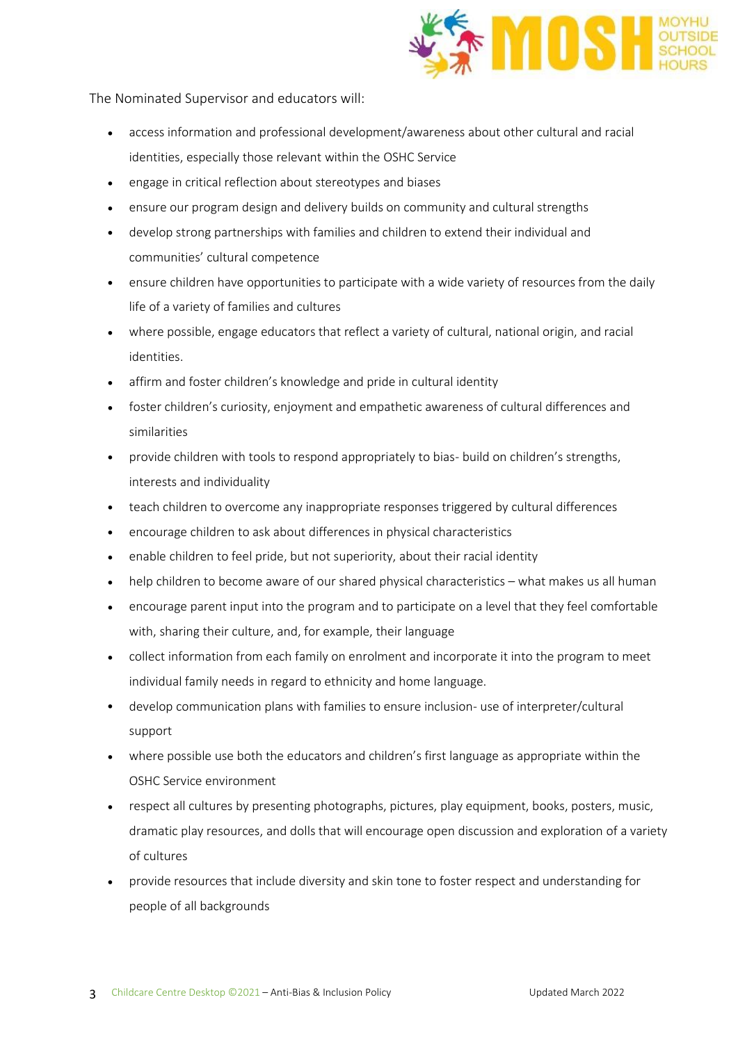The Nominated Supervisor and educators will:

- access information and professional development/awareness about other cultural and racial identities, especially those relevant within the OSHC Service
- engage in critical reflection about stereotypes and biases
- ensure our program design and delivery builds on community and cultural strengths
- develop strong partnerships with families and children to extend their individual and communities' cultural competence
- ensure children have opportunities to participate with a wide variety of resources from the daily life of a variety of families and cultures
- where possible, engage educators that reflect a variety of cultural, national origin, and racial identities.
- affirm and foster children's knowledge and pride in cultural identity
- foster children's curiosity, enjoyment and empathetic awareness of cultural differences and similarities
- provide children with tools to respond appropriately to bias- build on children's strengths, interests and individuality
- teach children to overcome any inappropriate responses triggered by cultural differences
- encourage children to ask about differences in physical characteristics
- enable children to feel pride, but not superiority, about their racial identity
- help children to become aware of our shared physical characteristics – what makes us all human
- encourage parent input into the program and to participate on a level that they feel comfortable with, sharing their culture, and, for example, their language
- collect information from each family on enrolment and incorporate it into the program to meet individual family needs in regard to ethnicity and home language.
- develop communication plans with families to ensure inclusion- use of interpreter/cultural support
- where possible use both the educators and children's first language as appropriate within the OSHC Service environment
- respect all cultures by presenting photographs, pictures, play equipment, books, posters, music, dramatic play resources, and dolls that will encourage open discussion and exploration of a variety of cultures
- provide resources that include diversity and skin tone to foster respect and understanding for people of all backgrounds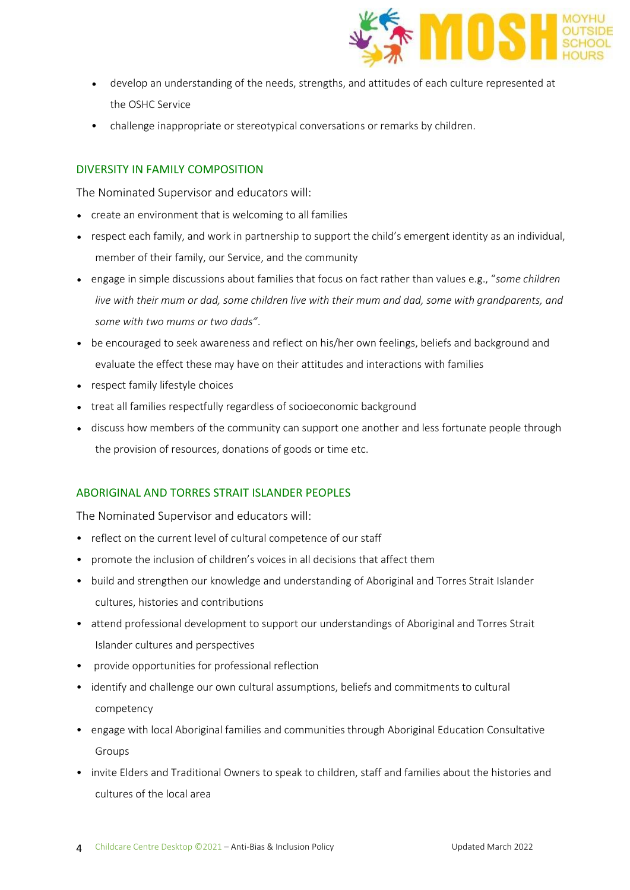- develop an understanding of the needs, strengths, and attitudes of each culture represented at the OSHC Service
- challenge inappropriate or stereotypical conversations or remarks by children.

## DIVERSITY IN FAMILY COMPOSITION

The Nominated Supervisor and educators will:

- create an environment that is welcoming to all families
- respect each family, and work in partnership to support the child's emergent identity as an individual, member of their family, our Service, and the community
- engage in simple discussions about families that focus on fact rather than values e.g., "*some children live with their mum or dad, some children live with their mum and dad, some with grandparents, and some with two mums or two dads*".
- be encouraged to seek awareness and reflect on his/her own feelings, beliefs and background and evaluate the effect these may have on their attitudes and interactions with families
- respect family lifestyle choices
- treat all families respectfully regardless of socioeconomic background
- discuss how members of the community can support one another and less fortunate people through the provision of resources, donations of goods or time etc.

## ABORIGINAL AND TORRES STRAIT ISLANDER PEOPLES

The Nominated Supervisor and educators will:

- reflect on the current level of cultural competence of our staff
- promote the inclusion of children's voices in all decisions that affect them
- build and strengthen our knowledge and understanding of Aboriginal and Torres Strait Islander cultures, histories and contributions
- attend professional development to support our understandings of Aboriginal and Torres Strait Islander cultures and perspectives
- provide opportunities for professional reflection
- identify and challenge our own cultural assumptions, beliefs and commitments to cultural competency
- engage with local Aboriginal families and communities through Aboriginal Education Consultative Groups
- invite Elders and Traditional Owners to speak to children, staff and families about the histories and cultures of the local area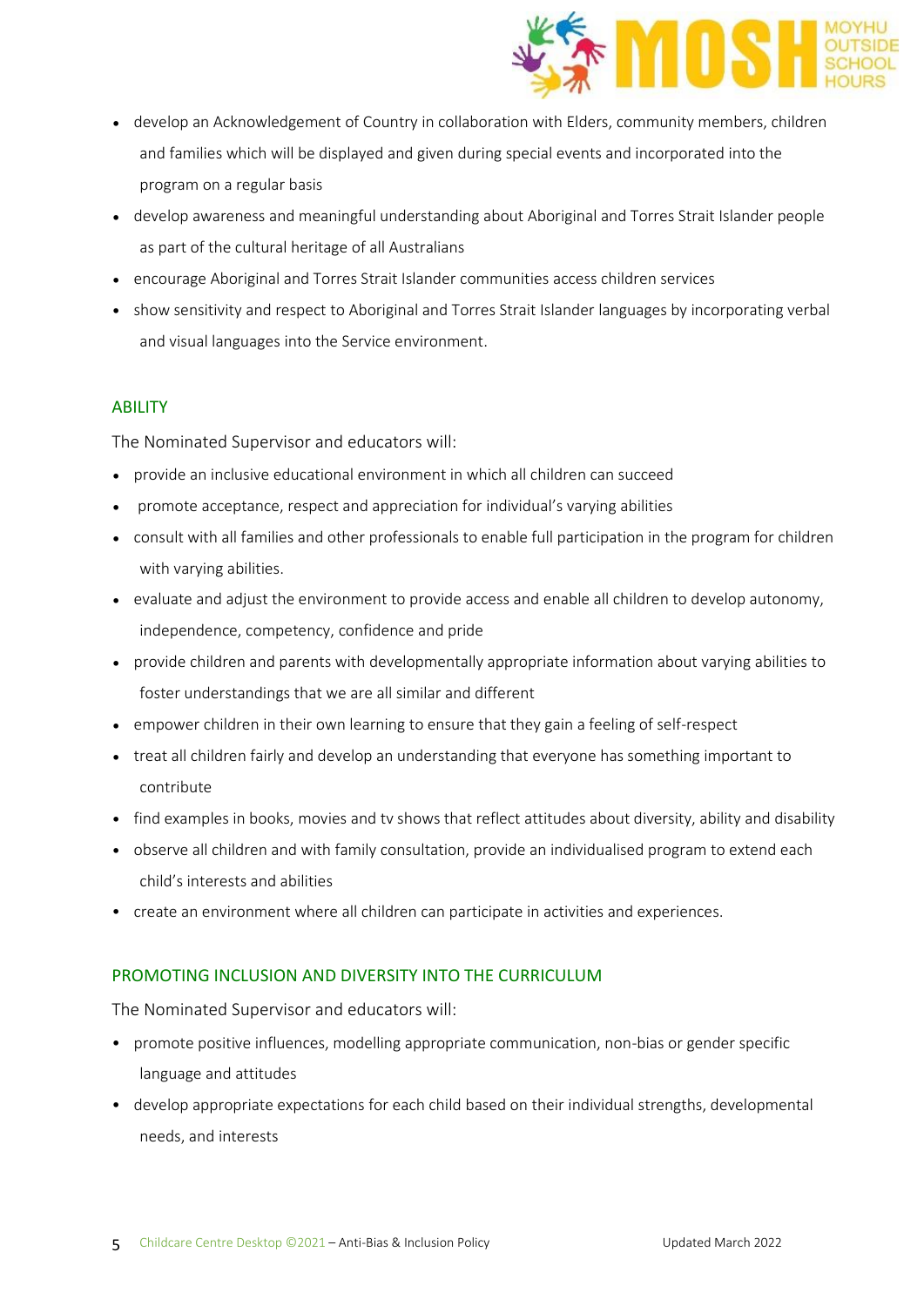- develop an Acknowledgement of Country in collaboration with Elders, community members, children and families which will be displayed and given during special events and incorporated into the program on a regular basis
- develop awareness and meaningful understanding about Aboriginal and Torres Strait Islander people as part of the cultural heritage of all Australians
- encourage Aboriginal and Torres Strait Islander communities access children services
- show sensitivity and respect to Aboriginal and Torres Strait Islander languages by incorporating verbal and visual languages into the Service environment.

## ABILITY

The Nominated Supervisor and educators will:

- provide an inclusive educational environment in which all children can succeed
- promote acceptance, respect and appreciation for individual's varying abilities
- consult with all families and other professionals to enable full participation in the program for children with varying abilities.
- evaluate and adjust the environment to provide access and enable all children to develop autonomy, independence, competency, confidence and pride
- provide children and parents with developmentally appropriate information about varying abilities to foster understandings that we are all similar and different
- empower children in their own learning to ensure that they gain a feeling of self-respect
- treat all children fairly and develop an understanding that everyone has something important to contribute
- find examples in books, movies and tv shows that reflect attitudes about diversity, ability and disability
- observe all children and with family consultation, provide an individualised program to extend each child's interests and abilities
- create an environment where all children can participate in activities and experiences.

## PROMOTING INCLUSION AND DIVERSITY INTO THE CURRICULUM

The Nominated Supervisor and educators will:

- promote positive influences, modelling appropriate communication, non-bias or gender specific language and attitudes
- develop appropriate expectations for each child based on their individual strengths, developmental needs, and interests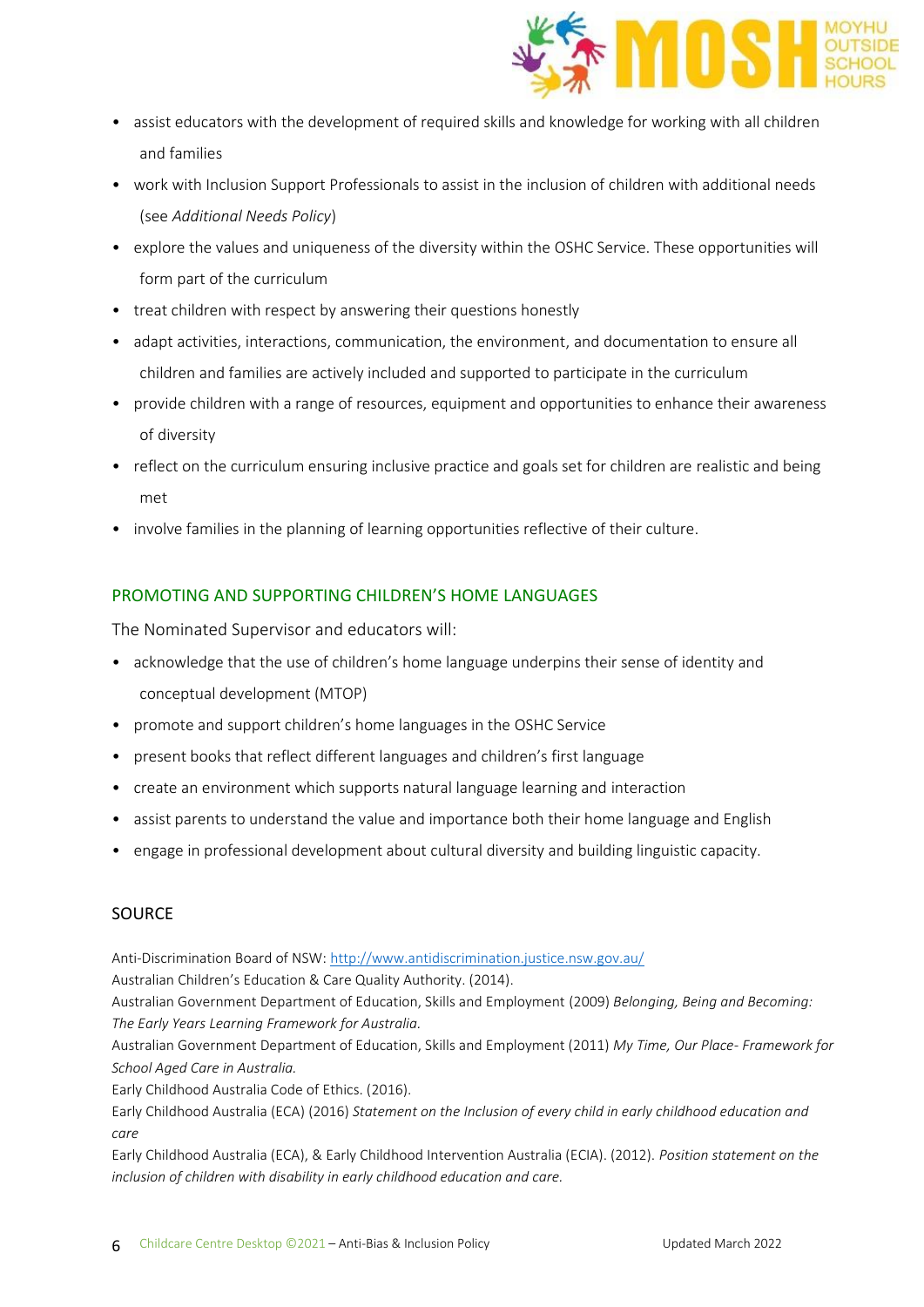- assist educators with the development of required skills and knowledge for working with all children and families
- work with Inclusion Support Professionals to assist in the inclusion of children with additional needs (see *Additional Needs Policy*)
- explore the values and uniqueness of the diversity within the OSHC Service. These opportunities will form part of the curriculum
- treat children with respect by answering their questions honestly
- adapt activities, interactions, communication, the environment, and documentation to ensure all children and families are actively included and supported to participate in the curriculum
- provide children with a range of resources, equipment and opportunities to enhance their awareness of diversity
- reflect on the curriculum ensuring inclusive practice and goals set for children are realistic and being met
- involve families in the planning of learning opportunities reflective of their culture.

## PROMOTING AND SUPPORTING CHILDREN'S HOME LANGUAGES

The Nominated Supervisor and educators will:

- acknowledge that the use of children's home language underpins their sense of identity and conceptual development (MTOP)
- promote and support children's home languages in the OSHC Service
- present books that reflect different languages and children's first language
- create an environment which supports natural language learning and interaction
- assist parents to understand the value and importance both their home language and English
- engage in professional development about cultural diversity and building linguistic capacity.

## SOURCE

Anti-Discrimination Board of NSW: http://www.antidiscrimination.justice.nsw.gov.au/
Australian Children's Education & Care Quality Authority. (2014).
Australian Government Department of Education, Skills and Employment (2009) *Belonging, Being and Becoming: The Early Years Learning Framework for Australia.*
Australian Government Department of Education, Skills and Employment (2011) *My Time, Our Place- Framework for School Aged Care in Australia.*
Early Childhood Australia Code of Ethics. (2016).
Early Childhood Australia (ECA) (2016) *Statement on the Inclusion of every child in early childhood education and care*
Early Childhood Australia (ECA), & Early Childhood Intervention Australia (ECIA). (2012). *Position statement on the inclusion of children with disability in early childhood education and care.*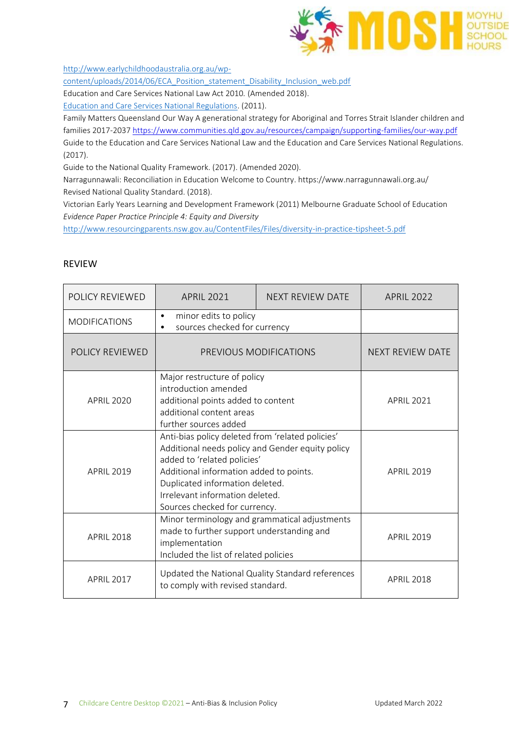http://www.earlychildhoodaustralia.org.au/wp-content/uploads/2014/06/ECA_Position_statement_Disability_Inclusion_web.pdf

Education and Care Services National Law Act 2010. (Amended 2018).

Education and Care Services National Regulations. (2011).

Family Matters Queensland Our Way A generational strategy for Aboriginal and Torres Strait Islander children and families 2017-2037 https://www.communities.qld.gov.au/resources/campaign/supporting-families/our-way.pdf

Guide to the Education and Care Services National Law and the Education and Care Services National Regulations. (2017).

Guide to the National Quality Framework. (2017). (Amended 2020).

Narragunnawali: Reconciliation in Education Welcome to Country. https://www.narragunnawali.org.au/

Revised National Quality Standard. (2018).

Victorian Early Years Learning and Development Framework (2011) Melbourne Graduate School of Education *Evidence Paper Practice Principle 4: Equity and Diversity*

http://www.resourcingparents.nsw.gov.au/ContentFiles/Files/diversity-in-practice-tipsheet-5.pdf

## REVIEW

| POLICY REVIEWED | APRIL 2021 | NEXT REVIEW DATE | APRIL 2022 |
|---|---|---|---|
| MODIFICATIONS | • minor edits to policy<br>• sources checked for currency | | |
| POLICY REVIEWED | PREVIOUS MODIFICATIONS | | NEXT REVIEW DATE |
| APRIL 2020 | Major restructure of policy<br>introduction amended<br>additional points added to content<br>additional content areas<br>further sources added | | APRIL 2021 |
| APRIL 2019 | Anti-bias policy deleted from 'related policies'<br>Additional needs policy and Gender equity policy added to 'related policies'<br>Additional information added to points.<br>Duplicated information deleted.<br>Irrelevant information deleted.<br>Sources checked for currency. | | APRIL 2019 |
| APRIL 2018 | Minor terminology and grammatical adjustments made to further support understanding and implementation<br>Included the list of related policies | | APRIL 2019 |
| APRIL 2017 | Updated the National Quality Standard references to comply with revised standard. | | APRIL 2018 |